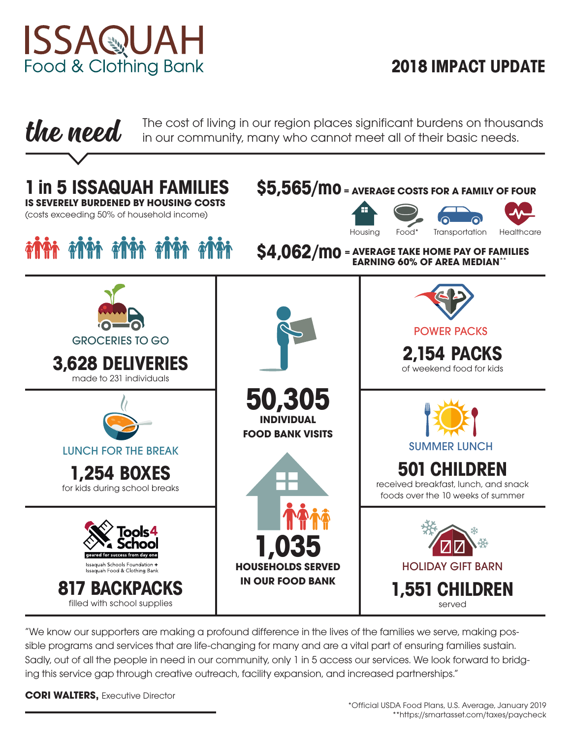# ISSAQUAH Food & Clothing Bank

## 2018 IMPACT UPDATE

## the need

The cost of living in our region places significant burdens on thousands in our community, many who cannot meet all of their basic needs.

### 1 in 5 ISSAQUAH FAMILIES

**IS SEVERELY BURDENED BY HOUSING COSTS**

(costs exceeding 50% of household income)

### $5,565/mo = AVERAGE COSTS FOR A FAMILY OF FOUR

Housing · Food* · Transportation · Healthcare

### $4,062/mo = AVERAGE TAKE HOME PAY OF FAMILIES EARNING 60% OF AREA MEDIAN**

---

**GROCERIES TO GO**

**3,628 DELIVERIES**

made to 231 individuals

**LUNCH FOR THE BREAK**

**1,254 BOXES**

for kids during school breaks

**Tools4School** geared for success from day one

Issaquah Schools Foundation + Issaquah Food & Clothing Bank

**817 BACKPACKS**

filled with school supplies

**50,305**

**INDIVIDUAL FOOD BANK VISITS**

**1,035**

**HOUSEHOLDS SERVED IN OUR FOOD BANK**

**POWER PACKS**

**2,154 PACKS**

of weekend food for kids

**SUMMER LUNCH**

**501 CHILDREN**

received breakfast, lunch, and snack foods over the 10 weeks of summer

**HOLIDAY GIFT BARN**

**1,551 CHILDREN**

served

---

"We know our supporters are making a profound difference in the lives of the families we serve, making possible programs and services that are life-changing for many and are a vital part of ensuring families sustain. Sadly, out of all the people in need in our community, only 1 in 5 access our services. We look forward to bridging this service gap through creative outreach, facility expansion, and increased partnerships."

**CORI WALTERS,** Executive Director

*Official USDA Food Plans, U.S. Average, January 2019
**https://smartasset.com/taxes/paycheck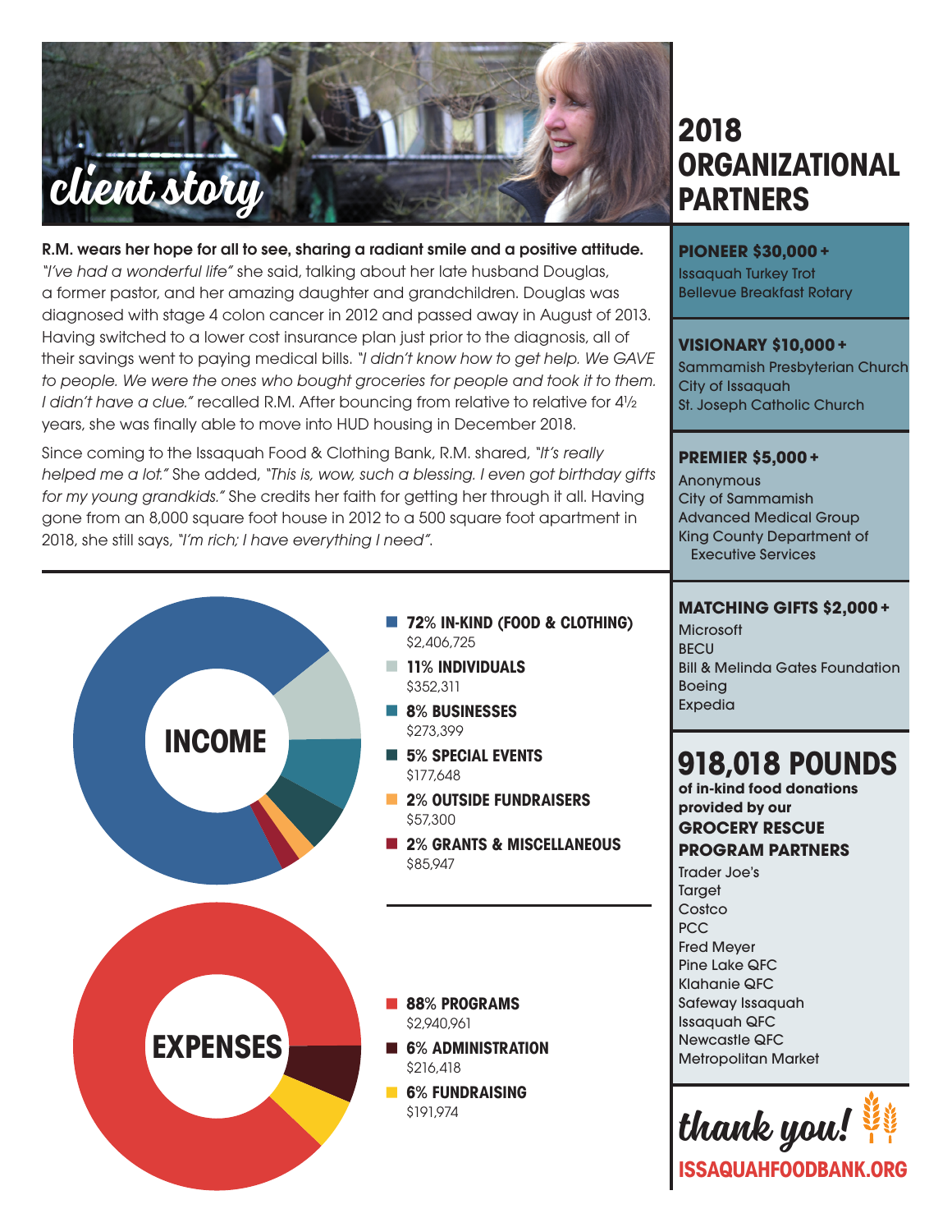# client story

**R.M. wears her hope for all to see, sharing a radiant smile and a positive attitude.** *"I've had a wonderful life"* she said, talking about her late husband Douglas, a former pastor, and her amazing daughter and grandchildren. Douglas was diagnosed with stage 4 colon cancer in 2012 and passed away in August of 2013. Having switched to a lower cost insurance plan just prior to the diagnosis, all of their savings went to paying medical bills. *"I didn't know how to get help. We GAVE to people. We were the ones who bought groceries for people and took it to them. I didn't have a clue."* recalled R.M. After bouncing from relative to relative for 4½ years, she was finally able to move into HUD housing in December 2018.

Since coming to the Issaquah Food & Clothing Bank, R.M. shared, *"It's really helped me a lot."* She added, *"This is, wow, such a blessing. I even got birthday gifts for my young grandkids."* She credits her faith for getting her through it all. Having gone from an 8,000 square foot house in 2012 to a 500 square foot apartment in 2018, she still says, *"I'm rich; I have everything I need"*.

## INCOME

**72% IN-KIND (FOOD & CLOTHING)**
$2,406,725

**11% INDIVIDUALS**
$352,311

**8% BUSINESSES**
$273,399

**5% SPECIAL EVENTS**
$177,648

**2% OUTSIDE FUNDRAISERS**
$57,300

**2% GRANTS & MISCELLANEOUS**
$85,947

## EXPENSES

**88% PROGRAMS**
$2,940,961

**6% ADMINISTRATION**
$216,418

**6% FUNDRAISING**
$191,974

# 2018 ORGANIZATIONAL PARTNERS

### PIONEER $30,000+
Issaquah Turkey Trot
Bellevue Breakfast Rotary

### VISIONARY $10,000+
Sammamish Presbyterian Church
City of Issaquah
St. Joseph Catholic Church

### PREMIER $5,000+
Anonymous
City of Sammamish
Advanced Medical Group
King County Department of Executive Services

### MATCHING GIFTS $2,000+
Microsoft
BECU
Bill & Melinda Gates Foundation
Boeing
Expedia

## 918,018 POUNDS

**of in-kind food donations provided by our GROCERY RESCUE PROGRAM PARTNERS**

Trader Joe's
Target
Costco
PCC
Fred Meyer
Pine Lake QFC
Klahanie QFC
Safeway Issaquah
Issaquah QFC
Newcastle QFC
Metropolitan Market

*thank you!*

**ISSAQUAHFOODBANK.ORG**